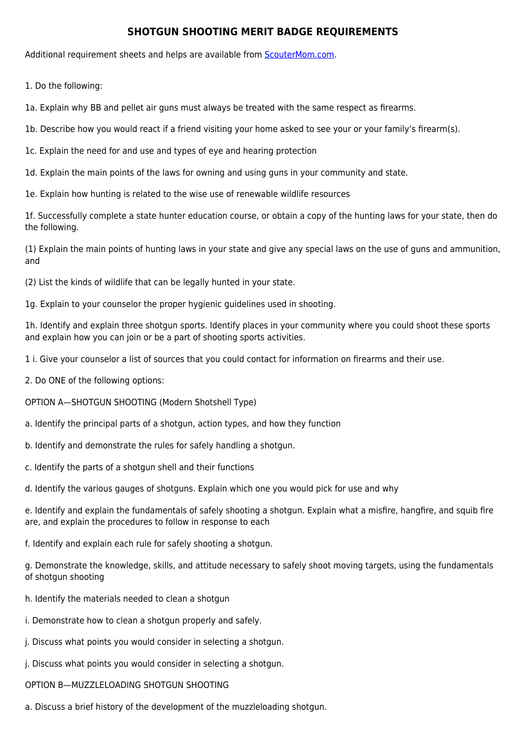# SHOTGUN SHOOTING MERIT BADGE REQUIREMENTS

Additional requirement sheets and helps are available from ScouterMom.com.

1. Do the following:

1a. Explain why BB and pellet air guns must always be treated with the same respect as firearms.

1b. Describe how you would react if a friend visiting your home asked to see your or your family's firearm(s).

1c. Explain the need for and use and types of eye and hearing protection

1d. Explain the main points of the laws for owning and using guns in your community and state.

1e. Explain how hunting is related to the wise use of renewable wildlife resources

1f. Successfully complete a state hunter education course, or obtain a copy of the hunting laws for your state, then do the following.

(1) Explain the main points of hunting laws in your state and give any special laws on the use of guns and ammunition, and

(2) List the kinds of wildlife that can be legally hunted in your state.

1g. Explain to your counselor the proper hygienic guidelines used in shooting.

1h. Identify and explain three shotgun sports. Identify places in your community where you could shoot these sports and explain how you can join or be a part of shooting sports activities.

1 i. Give your counselor a list of sources that you could contact for information on firearms and their use.

2. Do ONE of the following options:

OPTION A—SHOTGUN SHOOTING (Modern Shotshell Type)

a. Identify the principal parts of a shotgun, action types, and how they function

b. Identify and demonstrate the rules for safely handling a shotgun.

c. Identify the parts of a shotgun shell and their functions

d. Identify the various gauges of shotguns. Explain which one you would pick for use and why

e. Identify and explain the fundamentals of safely shooting a shotgun. Explain what a misfire, hangfire, and squib fire are, and explain the procedures to follow in response to each

f. Identify and explain each rule for safely shooting a shotgun.

g. Demonstrate the knowledge, skills, and attitude necessary to safely shoot moving targets, using the fundamentals of shotgun shooting

h. Identify the materials needed to clean a shotgun

i. Demonstrate how to clean a shotgun properly and safely.

j. Discuss what points you would consider in selecting a shotgun.

j. Discuss what points you would consider in selecting a shotgun.

OPTION B—MUZZLELOADING SHOTGUN SHOOTING

a. Discuss a brief history of the development of the muzzleloading shotgun.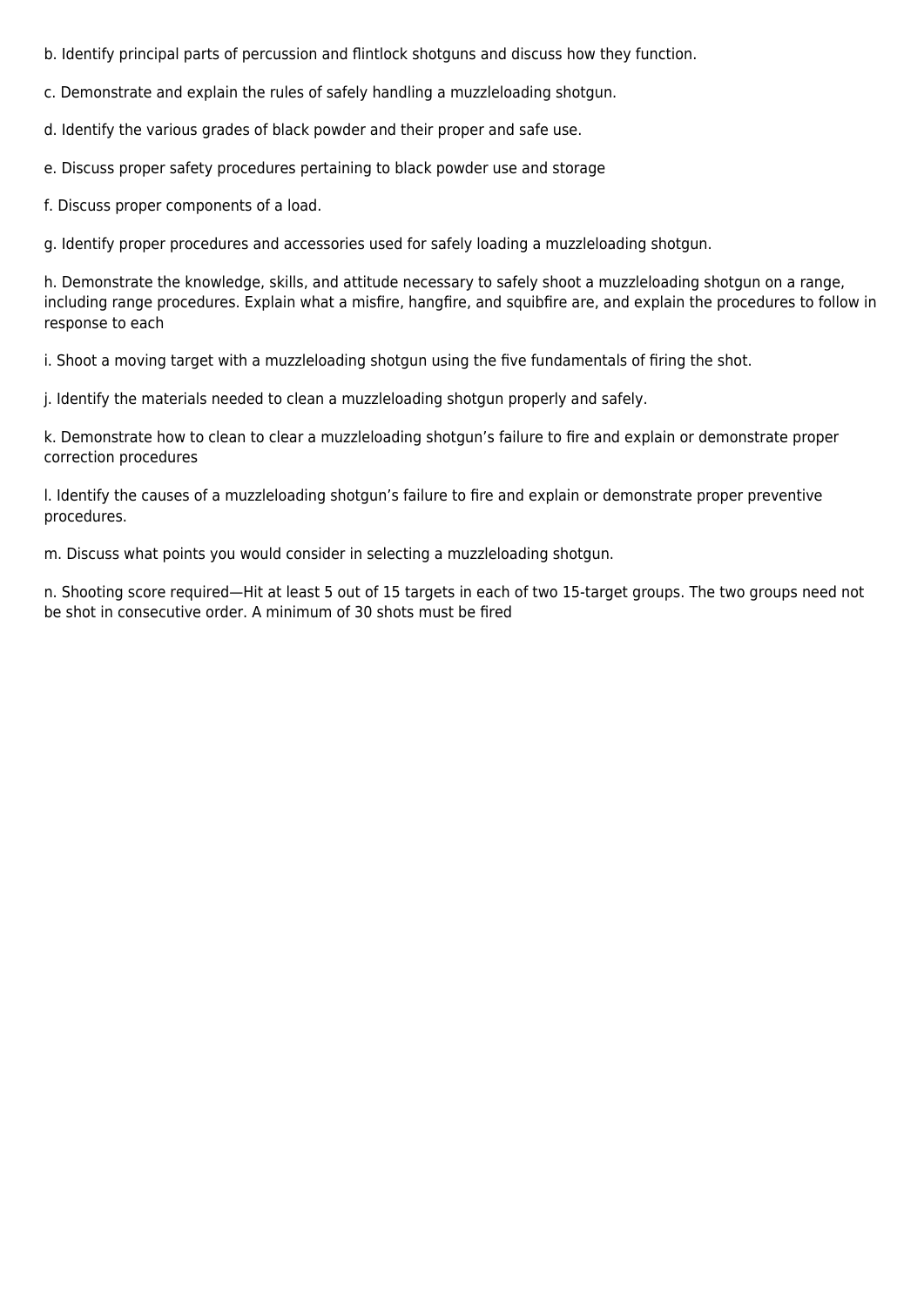b. Identify principal parts of percussion and flintlock shotguns and discuss how they function.

c. Demonstrate and explain the rules of safely handling a muzzleloading shotgun.

d. Identify the various grades of black powder and their proper and safe use.

e. Discuss proper safety procedures pertaining to black powder use and storage

f. Discuss proper components of a load.

g. Identify proper procedures and accessories used for safely loading a muzzleloading shotgun.

h. Demonstrate the knowledge, skills, and attitude necessary to safely shoot a muzzleloading shotgun on a range, including range procedures. Explain what a misfire, hangfire, and squibfire are, and explain the procedures to follow in response to each

i. Shoot a moving target with a muzzleloading shotgun using the five fundamentals of firing the shot.

j. Identify the materials needed to clean a muzzleloading shotgun properly and safely.

k. Demonstrate how to clean to clear a muzzleloading shotgun's failure to fire and explain or demonstrate proper correction procedures

l. Identify the causes of a muzzleloading shotgun's failure to fire and explain or demonstrate proper preventive procedures.

m. Discuss what points you would consider in selecting a muzzleloading shotgun.

n. Shooting score required—Hit at least 5 out of 15 targets in each of two 15-target groups. The two groups need not be shot in consecutive order. A minimum of 30 shots must be fired